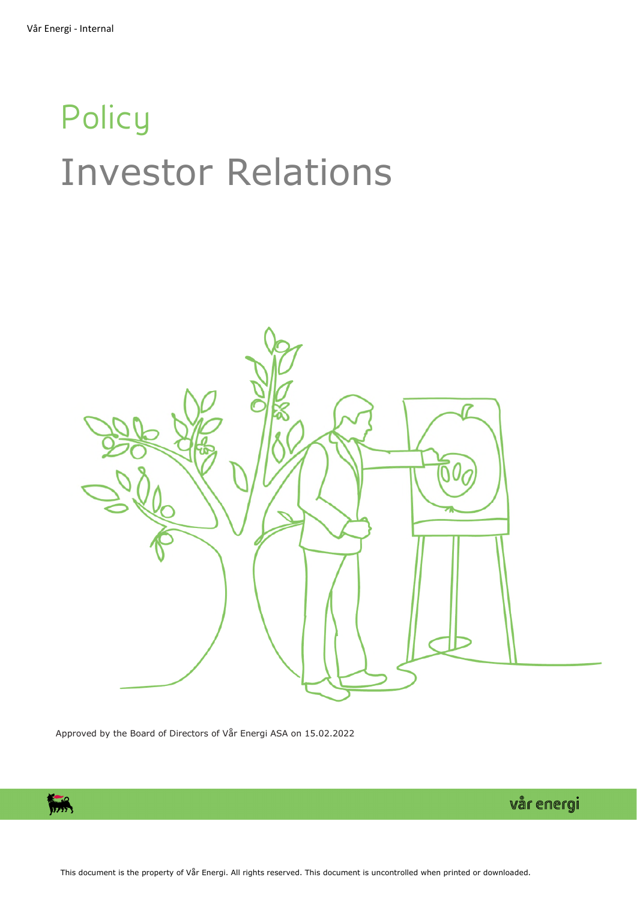# Policy

# Investor Relations

Approved by the Board of Directors of Vår Energi ASA on 15.02.2022

This document is the property of Vår Energi. All rights reserved. This document is uncontrolled when printed or downloaded.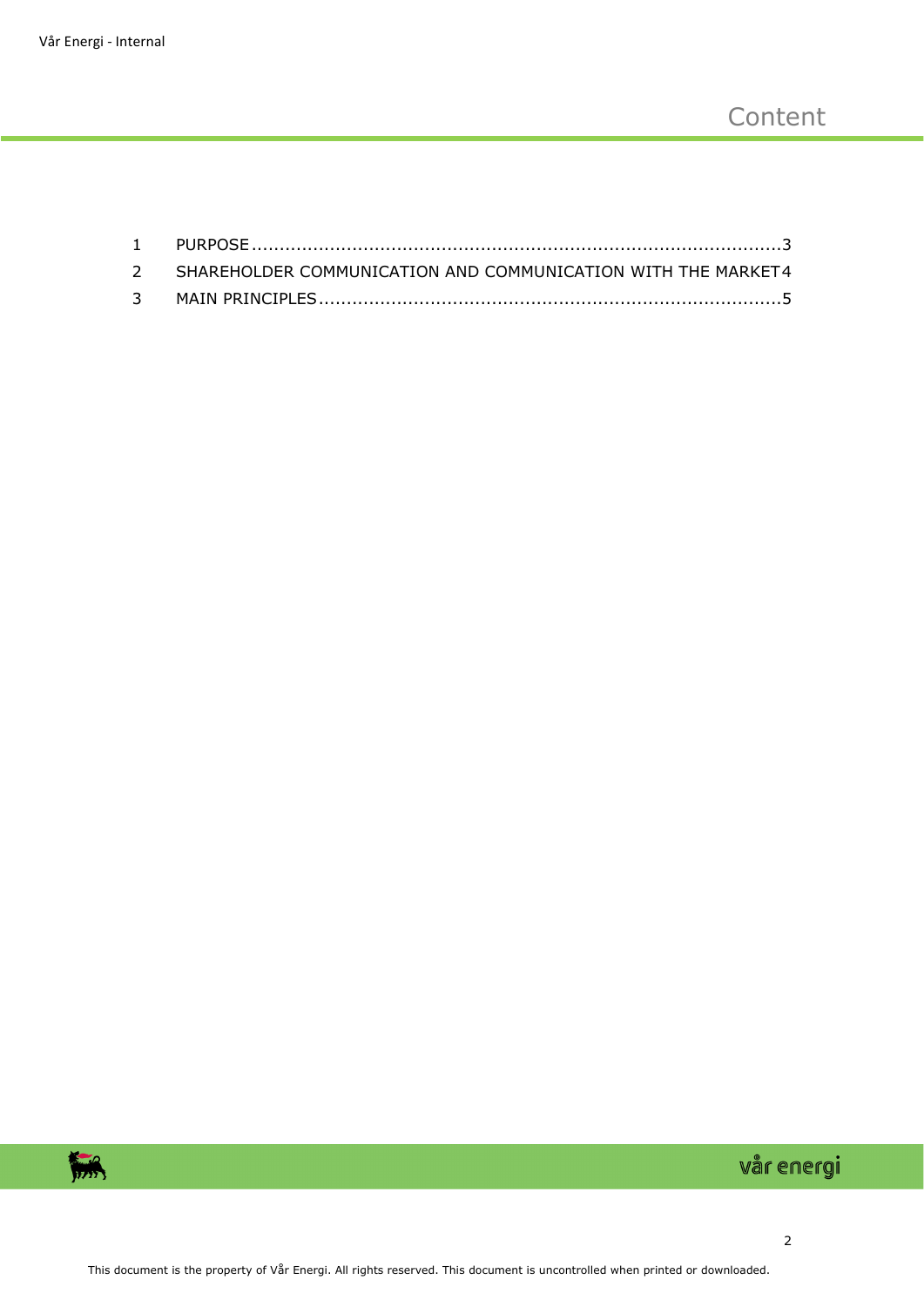# Content

1 PURPOSE ......................................................................................... 3

2 SHAREHOLDER COMMUNICATION AND COMMUNICATION WITH THE MARKET 4

3 MAIN PRINCIPLES ............................................................................. 5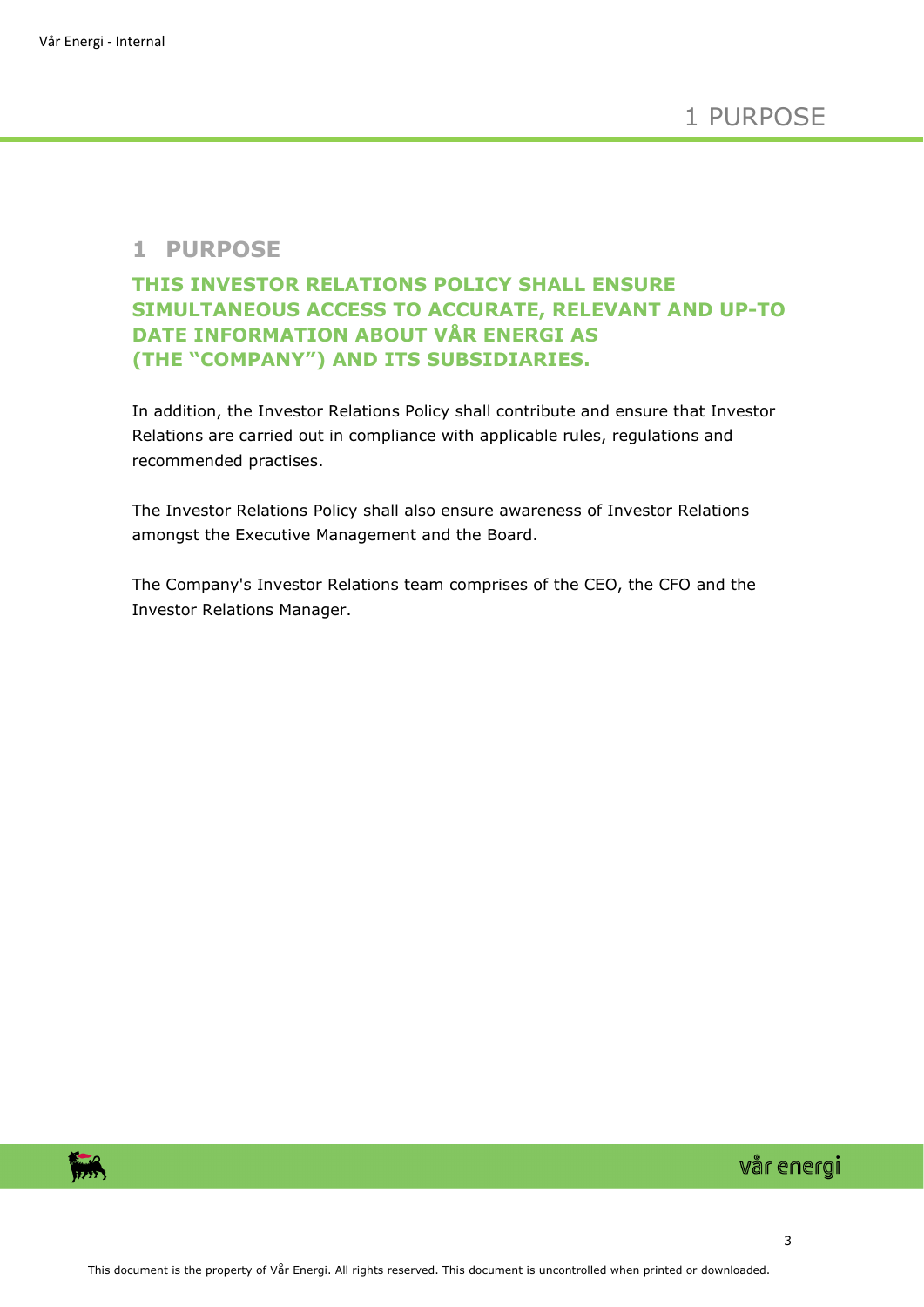# 1 PURPOSE

**THIS INVESTOR RELATIONS POLICY SHALL ENSURE SIMULTANEOUS ACCESS TO ACCURATE, RELEVANT AND UP-TO DATE INFORMATION ABOUT VÅR ENERGI AS (THE "COMPANY") AND ITS SUBSIDIARIES.**

In addition, the Investor Relations Policy shall contribute and ensure that Investor Relations are carried out in compliance with applicable rules, regulations and recommended practises.

The Investor Relations Policy shall also ensure awareness of Investor Relations amongst the Executive Management and the Board.

The Company's Investor Relations team comprises of the CEO, the CFO and the Investor Relations Manager.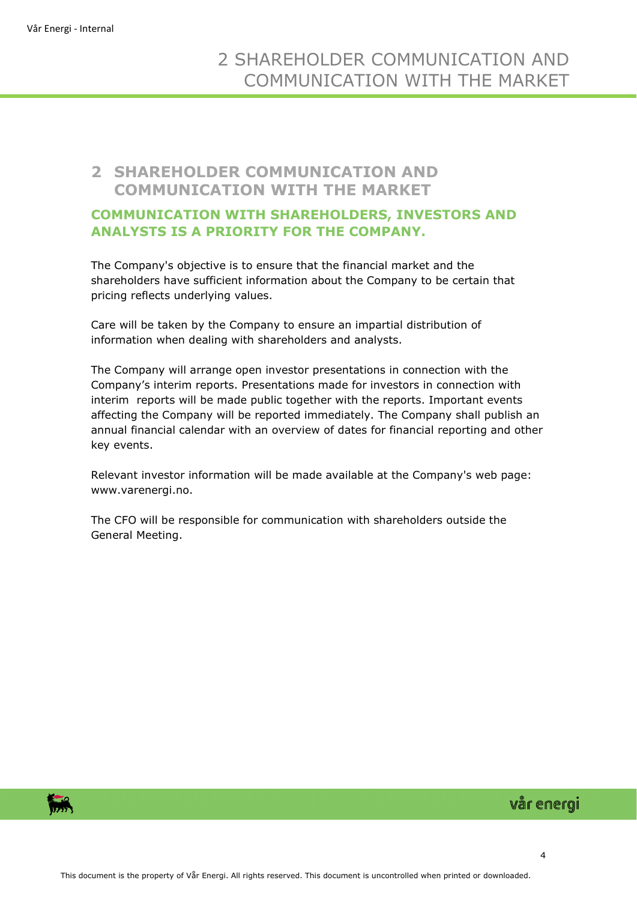## 2 SHAREHOLDER COMMUNICATION AND COMMUNICATION WITH THE MARKET

### COMMUNICATION WITH SHAREHOLDERS, INVESTORS AND ANALYSTS IS A PRIORITY FOR THE COMPANY.

The Company's objective is to ensure that the financial market and the shareholders have sufficient information about the Company to be certain that pricing reflects underlying values.

Care will be taken by the Company to ensure an impartial distribution of information when dealing with shareholders and analysts.

The Company will arrange open investor presentations in connection with the Company's interim reports. Presentations made for investors in connection with interim reports will be made public together with the reports. Important events affecting the Company will be reported immediately. The Company shall publish an annual financial calendar with an overview of dates for financial reporting and other key events.

Relevant investor information will be made available at the Company's web page: www.varenergi.no.

The CFO will be responsible for communication with shareholders outside the General Meeting.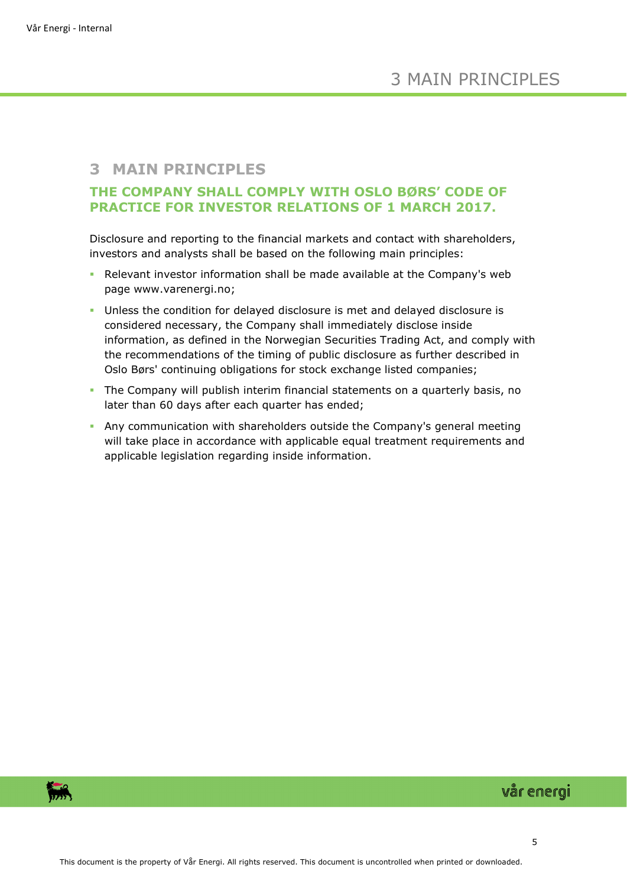# 3 MAIN PRINCIPLES

## THE COMPANY SHALL COMPLY WITH OSLO BØRS' CODE OF PRACTICE FOR INVESTOR RELATIONS OF 1 MARCH 2017.

Disclosure and reporting to the financial markets and contact with shareholders, investors and analysts shall be based on the following main principles:

- Relevant investor information shall be made available at the Company's web page www.varenergi.no;
- Unless the condition for delayed disclosure is met and delayed disclosure is considered necessary, the Company shall immediately disclose inside information, as defined in the Norwegian Securities Trading Act, and comply with the recommendations of the timing of public disclosure as further described in Oslo Børs' continuing obligations for stock exchange listed companies;
- The Company will publish interim financial statements on a quarterly basis, no later than 60 days after each quarter has ended;
- Any communication with shareholders outside the Company's general meeting will take place in accordance with applicable equal treatment requirements and applicable legislation regarding inside information.